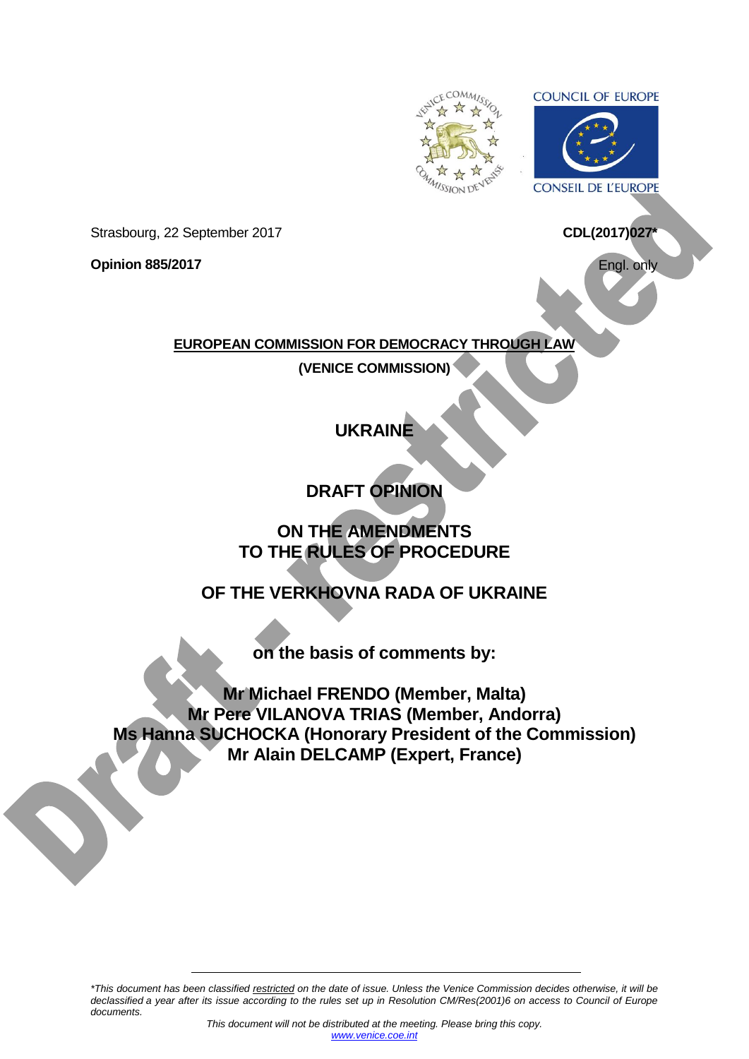Strasbourg, 22 September 2017

**CDL(2017)027***

**Opinion 885/2017**

Engl. only

**EUROPEAN COMMISSION FOR DEMOCRACY THROUGH LAW**

**(VENICE COMMISSION)**

# UKRAINE

# DRAFT OPINION

# ON THE AMENDMENTS TO THE RULES OF PROCEDURE

# OF THE VERKHOVNA RADA OF UKRAINE

**on the basis of comments by:**

**Mr Michael FRENDO (Member, Malta)**
**Mr Pere VILANOVA TRIAS (Member, Andorra)**
**Ms Hanna SUCHOCKA (Honorary President of the Commission)**
**Mr Alain DELCAMP (Expert, France)**

*\*This document has been classified restricted on the date of issue. Unless the Venice Commission decides otherwise, it will be declassified a year after its issue according to the rules set up in Resolution CM/Res(2001)6 on access to Council of Europe documents.*

*This document will not be distributed at the meeting. Please bring this copy.*
www.venice.coe.int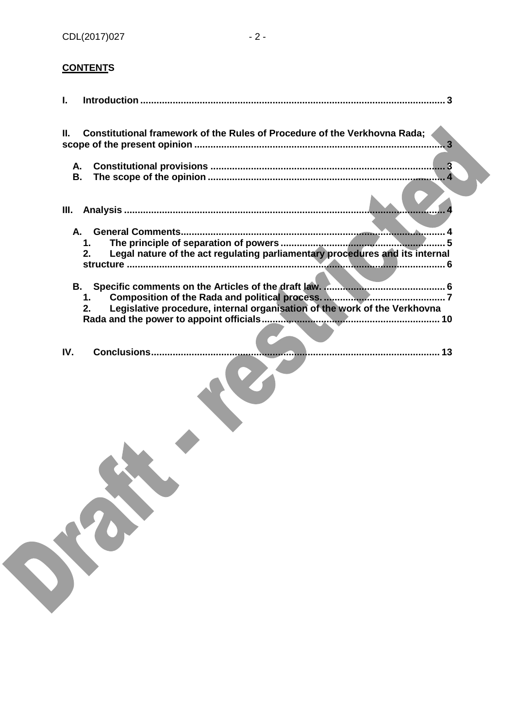**CONTENTS**

**I. Introduction** ............................................................................................................. 3

**II. Constitutional framework of the Rules of Procedure of the Verkhovna Rada; scope of the present opinion** .......................................................................................... 3

- **A. Constitutional provisions** ..................................................................................... 3
- **B. The scope of the opinion** ..................................................................................... 4

**III. Analysis** ..................................................................................................................... 4

- **A. General Comments** ................................................................................................ 4
  - **1. The principle of separation of powers** ............................................................ 5
  - **2. Legal nature of the act regulating parliamentary procedures and its internal structure** .................................................................................................................. 6
- **B. Specific comments on the Articles of the draft law.** ............................................ 6
  - **1. Composition of the Rada and political process.** ............................................ 7
  - **2. Legislative procedure, internal organisation of the work of the Verkhovna Rada and the power to appoint officials** ............................................................... 10

**IV. Conclusions** ............................................................................................................ 13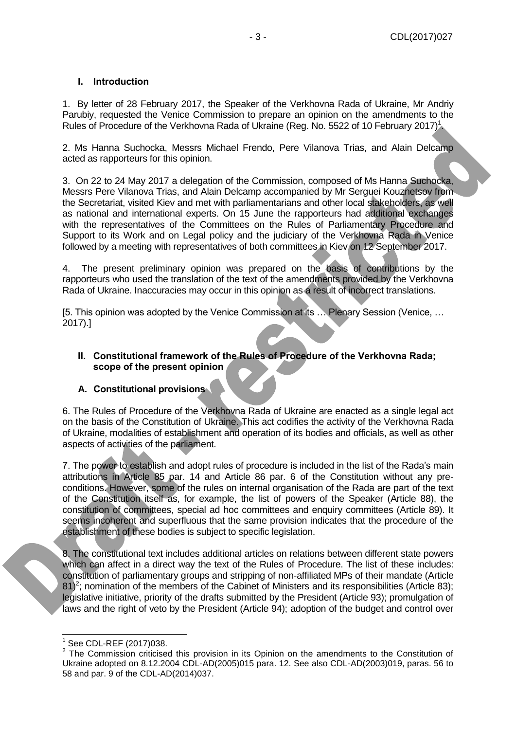## I. Introduction

1. By letter of 28 February 2017, the Speaker of the Verkhovna Rada of Ukraine, Mr Andriy Parubiy, requested the Venice Commission to prepare an opinion on the amendments to the Rules of Procedure of the Verkhovna Rada of Ukraine (Reg. No. 5522 of 10 February 2017)[1].

2. Ms Hanna Suchocka, Messrs Michael Frendo, Pere Vilanova Trias, and Alain Delcamp acted as rapporteurs for this opinion.

3. On 22 to 24 May 2017 a delegation of the Commission, composed of Ms Hanna Suchocka, Messrs Pere Vilanova Trias, and Alain Delcamp accompanied by Mr Serguei Kouznetsov from the Secretariat, visited Kiev and met with parliamentarians and other local stakeholders, as well as national and international experts. On 15 June the rapporteurs had additional exchanges with the representatives of the Committees on the Rules of Parliamentary Procedure and Support to its Work and on Legal policy and the judiciary of the Verkhovna Rada in Venice followed by a meeting with representatives of both committees in Kiev on 12 September 2017.

4. The present preliminary opinion was prepared on the basis of contributions by the rapporteurs who used the translation of the text of the amendments provided by the Verkhovna Rada of Ukraine. Inaccuracies may occur in this opinion as a result of incorrect translations.

[5. This opinion was adopted by the Venice Commission at its … Plenary Session (Venice, … 2017).]

## II. Constitutional framework of the Rules of Procedure of the Verkhovna Rada; scope of the present opinion

### A. Constitutional provisions

6. The Rules of Procedure of the Verkhovna Rada of Ukraine are enacted as a single legal act on the basis of the Constitution of Ukraine. This act codifies the activity of the Verkhovna Rada of Ukraine, modalities of establishment and operation of its bodies and officials, as well as other aspects of activities of the parliament.

7. The power to establish and adopt rules of procedure is included in the list of the Rada's main attributions in Article 85 par. 14 and Article 86 par. 6 of the Constitution without any pre-conditions. However, some of the rules on internal organisation of the Rada are part of the text of the Constitution itself as, for example, the list of powers of the Speaker (Article 88), the constitution of committees, special ad hoc committees and enquiry committees (Article 89). It seems incoherent and superfluous that the same provision indicates that the procedure of the establishment of these bodies is subject to specific legislation.

8. The constitutional text includes additional articles on relations between different state powers which can affect in a direct way the text of the Rules of Procedure. The list of these includes: constitution of parliamentary groups and stripping of non-affiliated MPs of their mandate (Article 81)[2]; nomination of the members of the Cabinet of Ministers and its responsibilities (Article 83); legislative initiative, priority of the drafts submitted by the President (Article 93); promulgation of laws and the right of veto by the President (Article 94); adoption of the budget and control over

---

[1] See CDL-REF (2017)038.

[2] The Commission criticised this provision in its Opinion on the amendments to the Constitution of Ukraine adopted on 8.12.2004 CDL-AD(2005)015 para. 12. See also CDL-AD(2003)019, paras. 56 to 58 and par. 9 of the CDL-AD(2014)037.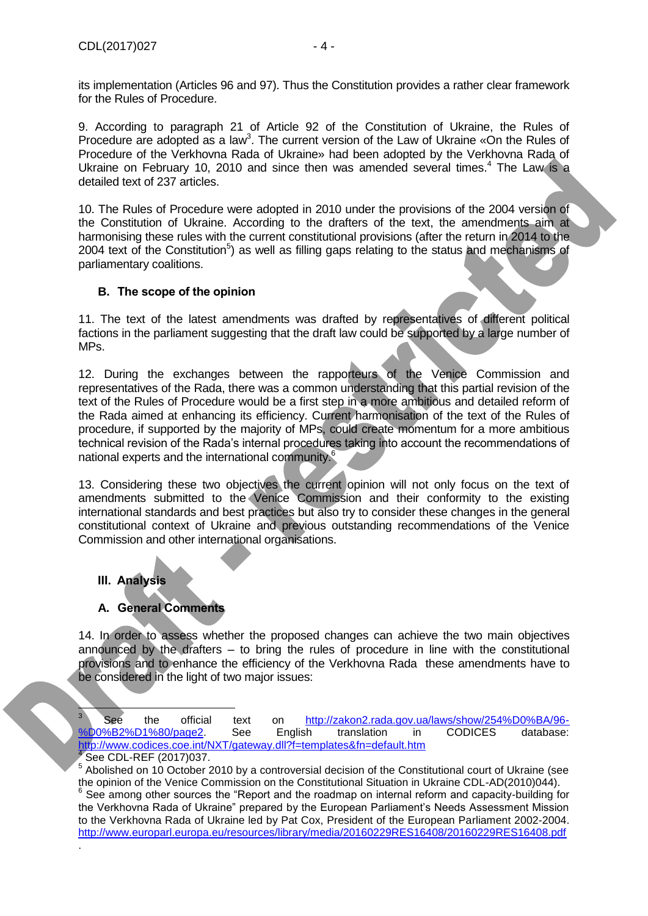its implementation (Articles 96 and 97). Thus the Constitution provides a rather clear framework for the Rules of Procedure.

9. According to paragraph 21 of Article 92 of the Constitution of Ukraine, the Rules of Procedure are adopted as a law[3]. The current version of the Law of Ukraine «On the Rules of Procedure of the Verkhovna Rada of Ukraine» had been adopted by the Verkhovna Rada of Ukraine on February 10, 2010 and since then was amended several times.[4] The Law is a detailed text of 237 articles.

10. The Rules of Procedure were adopted in 2010 under the provisions of the 2004 version of the Constitution of Ukraine. According to the drafters of the text, the amendments aim at harmonising these rules with the current constitutional provisions (after the return in 2014 to the 2004 text of the Constitution[5]) as well as filling gaps relating to the status and mechanisms of parliamentary coalitions.

### B. The scope of the opinion

11. The text of the latest amendments was drafted by representatives of different political factions in the parliament suggesting that the draft law could be supported by a large number of MPs.

12. During the exchanges between the rapporteurs of the Venice Commission and representatives of the Rada, there was a common understanding that this partial revision of the text of the Rules of Procedure would be a first step in a more ambitious and detailed reform of the Rada aimed at enhancing its efficiency. Current harmonisation of the text of the Rules of procedure, if supported by the majority of MPs, could create momentum for a more ambitious technical revision of the Rada's internal procedures taking into account the recommendations of national experts and the international community.[6]

13. Considering these two objectives the current opinion will not only focus on the text of amendments submitted to the Venice Commission and their conformity to the existing international standards and best practices but also try to consider these changes in the general constitutional context of Ukraine and previous outstanding recommendations of the Venice Commission and other international organisations.

## III. Analysis

### A. General Comments

14. In order to assess whether the proposed changes can achieve the two main objectives announced by the drafters – to bring the rules of procedure in line with the constitutional provisions and to enhance the efficiency of the Verkhovna Rada these amendments have to be considered in the light of two major issues:

---

[3] See the official text on http://zakon2.rada.gov.ua/laws/show/254%D0%BA/96-%D0%B2%D1%80/page2. See English translation in CODICES database: http://www.codices.coe.int/NXT/gateway.dll?f=templates&fn=default.htm

[4] See CDL-REF (2017)037.

[5] Abolished on 10 October 2010 by a controversial decision of the Constitutional court of Ukraine (see the opinion of the Venice Commission on the Constitutional Situation in Ukraine CDL-AD(2010)044).

[6] See among other sources the "Report and the roadmap on internal reform and capacity-building for the Verkhovna Rada of Ukraine" prepared by the European Parliament's Needs Assessment Mission to the Verkhovna Rada of Ukraine led by Pat Cox, President of the European Parliament 2002-2004. http://www.europarl.europa.eu/resources/library/media/20160229RES16408/20160229RES16408.pdf
.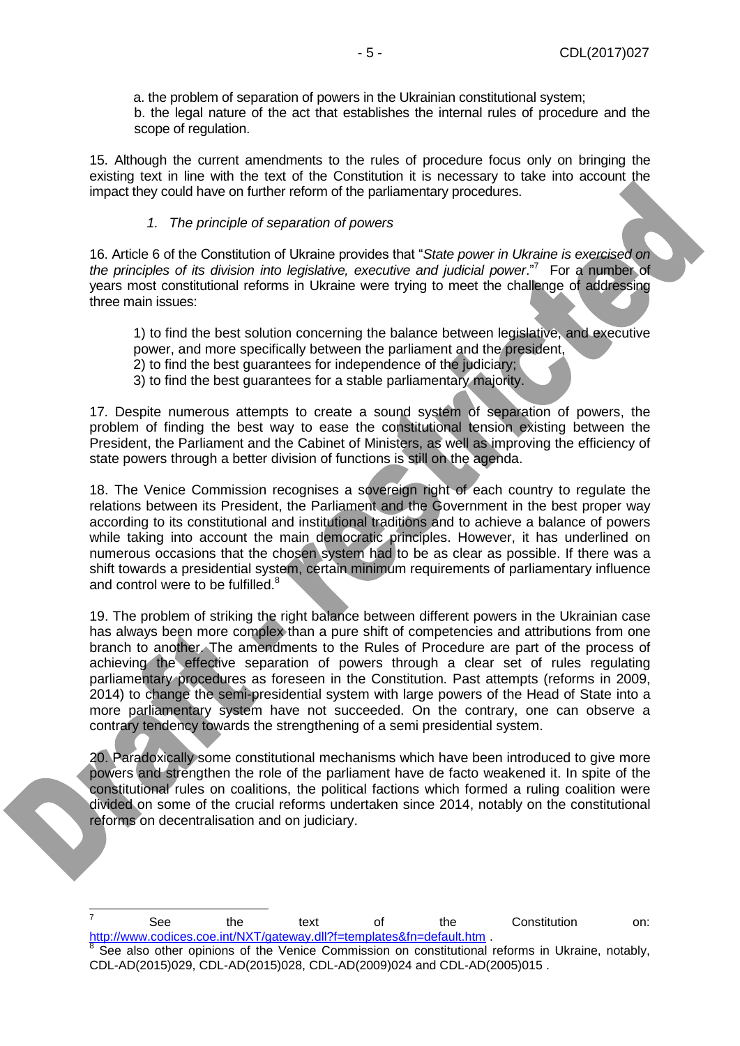a. the problem of separation of powers in the Ukrainian constitutional system;
b. the legal nature of the act that establishes the internal rules of procedure and the scope of regulation.

15. Although the current amendments to the rules of procedure focus only on bringing the existing text in line with the text of the Constitution it is necessary to take into account the impact they could have on further reform of the parliamentary procedures.

### *1. The principle of separation of powers*

16. Article 6 of the Constitution of Ukraine provides that "*State power in Ukraine is exercised on the principles of its division into legislative, executive and judicial power*."[7] For a number of years most constitutional reforms in Ukraine were trying to meet the challenge of addressing three main issues:

1) to find the best solution concerning the balance between legislative, and executive power, and more specifically between the parliament and the president,
2) to find the best guarantees for independence of the judiciary;
3) to find the best guarantees for a stable parliamentary majority.

17. Despite numerous attempts to create a sound system of separation of powers, the problem of finding the best way to ease the constitutional tension existing between the President, the Parliament and the Cabinet of Ministers, as well as improving the efficiency of state powers through a better division of functions is still on the agenda.

18. The Venice Commission recognises a sovereign right of each country to regulate the relations between its President, the Parliament and the Government in the best proper way according to its constitutional and institutional traditions and to achieve a balance of powers while taking into account the main democratic principles. However, it has underlined on numerous occasions that the chosen system had to be as clear as possible. If there was a shift towards a presidential system, certain minimum requirements of parliamentary influence and control were to be fulfilled.[8]

19. The problem of striking the right balance between different powers in the Ukrainian case has always been more complex than a pure shift of competencies and attributions from one branch to another. The amendments to the Rules of Procedure are part of the process of achieving the effective separation of powers through a clear set of rules regulating parliamentary procedures as foreseen in the Constitution. Past attempts (reforms in 2009, 2014) to change the semi-presidential system with large powers of the Head of State into a more parliamentary system have not succeeded. On the contrary, one can observe a contrary tendency towards the strengthening of a semi presidential system.

20. Paradoxically some constitutional mechanisms which have been introduced to give more powers and strengthen the role of the parliament have de facto weakened it. In spite of the constitutional rules on coalitions, the political factions which formed a ruling coalition were divided on some of the crucial reforms undertaken since 2014, notably on the constitutional reforms on decentralisation and on judiciary.

---

[7] See the text of the Constitution on: http://www.codices.coe.int/NXT/gateway.dll?f=templates&fn=default.htm .

[8] See also other opinions of the Venice Commission on constitutional reforms in Ukraine, notably, CDL-AD(2015)029, CDL-AD(2015)028, CDL-AD(2009)024 and CDL-AD(2005)015 .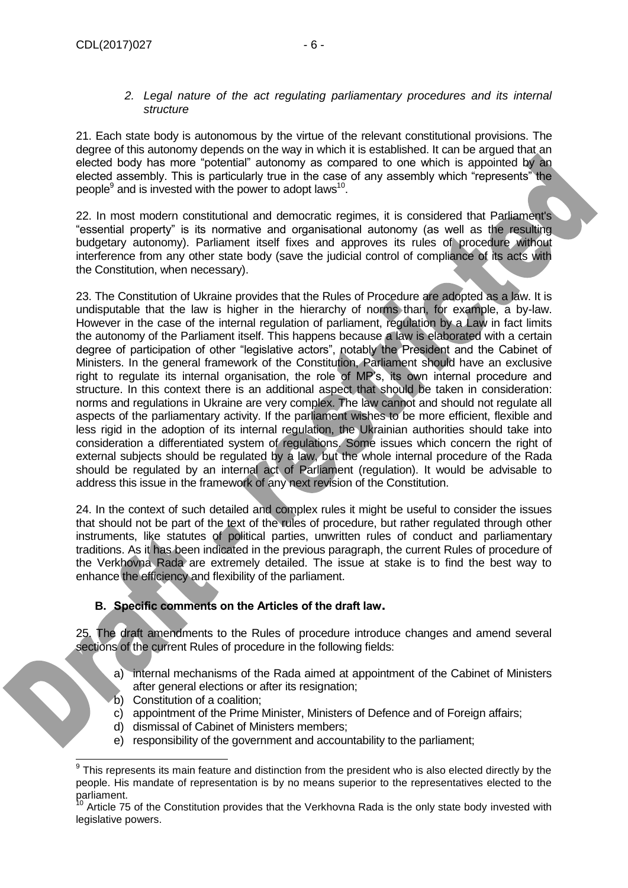*2. Legal nature of the act regulating parliamentary procedures and its internal structure*

21. Each state body is autonomous by the virtue of the relevant constitutional provisions. The degree of this autonomy depends on the way in which it is established. It can be argued that an elected body has more "potential" autonomy as compared to one which is appointed by an elected assembly. This is particularly true in the case of any assembly which "represents" the people[9] and is invested with the power to adopt laws[10].

22. In most modern constitutional and democratic regimes, it is considered that Parliament's "essential property" is its normative and organisational autonomy (as well as the resulting budgetary autonomy). Parliament itself fixes and approves its rules of procedure without interference from any other state body (save the judicial control of compliance of its acts with the Constitution, when necessary).

23. The Constitution of Ukraine provides that the Rules of Procedure are adopted as a law. It is undisputable that the law is higher in the hierarchy of norms than, for example, a by-law. However in the case of the internal regulation of parliament, regulation by a Law in fact limits the autonomy of the Parliament itself. This happens because a law is elaborated with a certain degree of participation of other "legislative actors", notably the President and the Cabinet of Ministers. In the general framework of the Constitution, Parliament should have an exclusive right to regulate its internal organisation, the role of MP's, its own internal procedure and structure. In this context there is an additional aspect that should be taken in consideration: norms and regulations in Ukraine are very complex. The law cannot and should not regulate all aspects of the parliamentary activity. If the parliament wishes to be more efficient, flexible and less rigid in the adoption of its internal regulation, the Ukrainian authorities should take into consideration a differentiated system of regulations. Some issues which concern the right of external subjects should be regulated by a law, but the whole internal procedure of the Rada should be regulated by an internal act of Parliament (regulation). It would be advisable to address this issue in the framework of any next revision of the Constitution.

24. In the context of such detailed and complex rules it might be useful to consider the issues that should not be part of the text of the rules of procedure, but rather regulated through other instruments, like statutes of political parties, unwritten rules of conduct and parliamentary traditions. As it has been indicated in the previous paragraph, the current Rules of procedure of the Verkhovna Rada are extremely detailed. The issue at stake is to find the best way to enhance the efficiency and flexibility of the parliament.

## B. Specific comments on the Articles of the draft law.

25. The draft amendments to the Rules of procedure introduce changes and amend several sections of the current Rules of procedure in the following fields:

a) internal mechanisms of the Rada aimed at appointment of the Cabinet of Ministers after general elections or after its resignation;
b) Constitution of a coalition;
c) appointment of the Prime Minister, Ministers of Defence and of Foreign affairs;
d) dismissal of Cabinet of Ministers members;
e) responsibility of the government and accountability to the parliament;

---

[9] This represents its main feature and distinction from the president who is also elected directly by the people. His mandate of representation is by no means superior to the representatives elected to the parliament.

[10] Article 75 of the Constitution provides that the Verkhovna Rada is the only state body invested with legislative powers.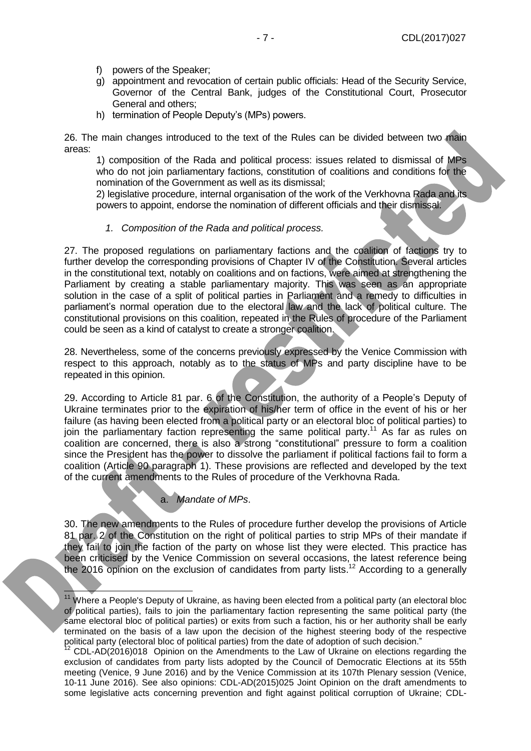f) powers of the Speaker;
g) appointment and revocation of certain public officials: Head of the Security Service, Governor of the Central Bank, judges of the Constitutional Court, Prosecutor General and others;
h) termination of People Deputy's (MPs) powers.

26. The main changes introduced to the text of the Rules can be divided between two main areas:

1) composition of the Rada and political process: issues related to dismissal of MPs who do not join parliamentary factions, constitution of coalitions and conditions for the nomination of the Government as well as its dismissal;
2) legislative procedure, internal organisation of the work of the Verkhovna Rada and its powers to appoint, endorse the nomination of different officials and their dismissal.

### *1. Composition of the Rada and political process.*

27. The proposed regulations on parliamentary factions and the coalition of factions try to further develop the corresponding provisions of Chapter IV of the Constitution. Several articles in the constitutional text, notably on coalitions and on factions, were aimed at strengthening the Parliament by creating a stable parliamentary majority. This was seen as an appropriate solution in the case of a split of political parties in Parliament and a remedy to difficulties in parliament's normal operation due to the electoral law and the lack of political culture. The constitutional provisions on this coalition, repeated in the Rules of procedure of the Parliament could be seen as a kind of catalyst to create a stronger coalition.

28. Nevertheless, some of the concerns previously expressed by the Venice Commission with respect to this approach, notably as to the status of MPs and party discipline have to be repeated in this opinion.

29. According to Article 81 par. 6 of the Constitution, the authority of a People's Deputy of Ukraine terminates prior to the expiration of his/her term of office in the event of his or her failure (as having been elected from a political party or an electoral bloc of political parties) to join the parliamentary faction representing the same political party.[11] As far as rules on coalition are concerned, there is also a strong "constitutional" pressure to form a coalition since the President has the power to dissolve the parliament if political factions fail to form a coalition (Article 90 paragraph 1). These provisions are reflected and developed by the text of the current amendments to the Rules of procedure of the Verkhovna Rada.

#### a. *Mandate of MPs*.

30. The new amendments to the Rules of procedure further develop the provisions of Article 81 par. 2 of the Constitution on the right of political parties to strip MPs of their mandate if they fail to join the faction of the party on whose list they were elected. This practice has been criticised by the Venice Commission on several occasions, the latest reference being the 2016 opinion on the exclusion of candidates from party lists.[12] According to a generally

---

[11] Where a People's Deputy of Ukraine, as having been elected from a political party (an electoral bloc of political parties), fails to join the parliamentary faction representing the same political party (the same electoral bloc of political parties) or exits from such a faction, his or her authority shall be early terminated on the basis of a law upon the decision of the highest steering body of the respective political party (electoral bloc of political parties) from the date of adoption of such decision."

[12] CDL-AD(2016)018 Opinion on the Amendments to the Law of Ukraine on elections regarding the exclusion of candidates from party lists adopted by the Council of Democratic Elections at its 55th meeting (Venice, 9 June 2016) and by the Venice Commission at its 107th Plenary session (Venice, 10-11 June 2016). See also opinions: CDL-AD(2015)025 Joint Opinion on the draft amendments to some legislative acts concerning prevention and fight against political corruption of Ukraine; CDL-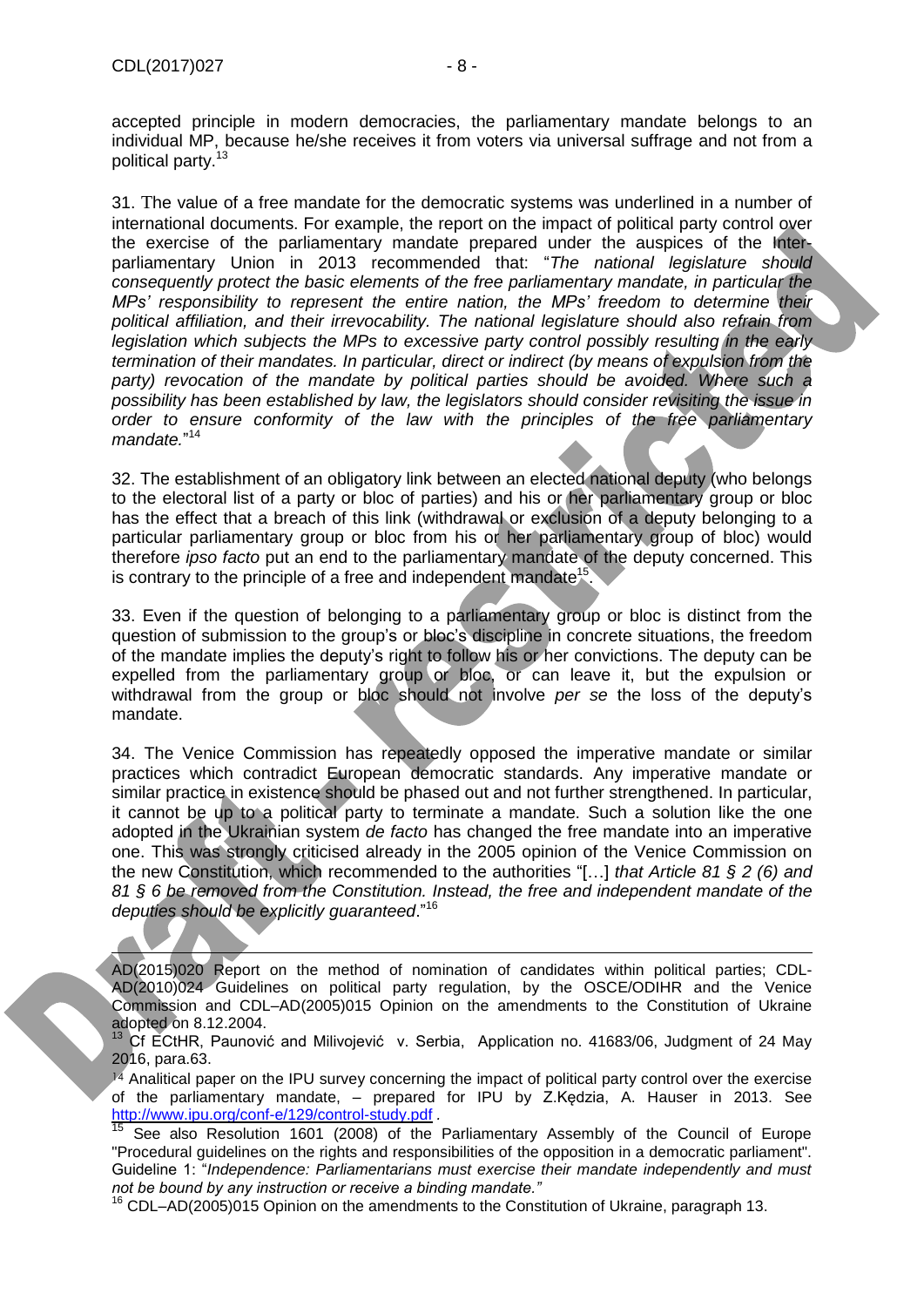accepted principle in modern democracies, the parliamentary mandate belongs to an individual MP, because he/she receives it from voters via universal suffrage and not from a political party.[13]

31. The value of a free mandate for the democratic systems was underlined in a number of international documents. For example, the report on the impact of political party control over the exercise of the parliamentary mandate prepared under the auspices of the Inter-parliamentary Union in 2013 recommended that: "*The national legislature should consequently protect the basic elements of the free parliamentary mandate, in particular the MPs' responsibility to represent the entire nation, the MPs' freedom to determine their political affiliation, and their irrevocability. The national legislature should also refrain from legislation which subjects the MPs to excessive party control possibly resulting in the early termination of their mandates. In particular, direct or indirect (by means of expulsion from the party) revocation of the mandate by political parties should be avoided. Where such a possibility has been established by law, the legislators should consider revisiting the issue in order to ensure conformity of the law with the principles of the free parliamentary mandate.*"[14]

32. The establishment of an obligatory link between an elected national deputy (who belongs to the electoral list of a party or bloc of parties) and his or her parliamentary group or bloc has the effect that a breach of this link (withdrawal or exclusion of a deputy belonging to a particular parliamentary group or bloc from his or her parliamentary group of bloc) would therefore *ipso facto* put an end to the parliamentary mandate of the deputy concerned. This is contrary to the principle of a free and independent mandate[15].

33. Even if the question of belonging to a parliamentary group or bloc is distinct from the question of submission to the group's or bloc's discipline in concrete situations, the freedom of the mandate implies the deputy's right to follow his or her convictions. The deputy can be expelled from the parliamentary group or bloc, or can leave it, but the expulsion or withdrawal from the group or bloc should not involve *per se* the loss of the deputy's mandate.

34. The Venice Commission has repeatedly opposed the imperative mandate or similar practices which contradict European democratic standards. Any imperative mandate or similar practice in existence should be phased out and not further strengthened. In particular, it cannot be up to a political party to terminate a mandate. Such a solution like the one adopted in the Ukrainian system *de facto* has changed the free mandate into an imperative one. This was strongly criticised already in the 2005 opinion of the Venice Commission on the new Constitution, which recommended to the authorities "[…] *that Article 81 § 2 (6) and 81 § 6 be removed from the Constitution. Instead, the free and independent mandate of the deputies should be explicitly guaranteed*."[16]

---

AD(2015)020 Report on the method of nomination of candidates within political parties; CDL-AD(2010)024 Guidelines on political party regulation, by the OSCE/ODIHR and the Venice Commission and CDL–AD(2005)015 Opinion on the amendments to the Constitution of Ukraine adopted on 8.12.2004.

[13] Cf ECtHR, Paunović and Milivojević v. Serbia, Application no. 41683/06, Judgment of 24 May 2016, para.63.

[14] Analitical paper on the IPU survey concerning the impact of political party control over the exercise of the parliamentary mandate, – prepared for IPU by Z.Kędzia, A. Hauser in 2013. See http://www.ipu.org/conf-e/129/control-study.pdf .

[15] See also Resolution 1601 (2008) of the Parliamentary Assembly of the Council of Europe "Procedural guidelines on the rights and responsibilities of the opposition in a democratic parliament". Guideline 1: "*Independence: Parliamentarians must exercise their mandate independently and must not be bound by any instruction or receive a binding mandate.*"

[16] CDL–AD(2005)015 Opinion on the amendments to the Constitution of Ukraine, paragraph 13.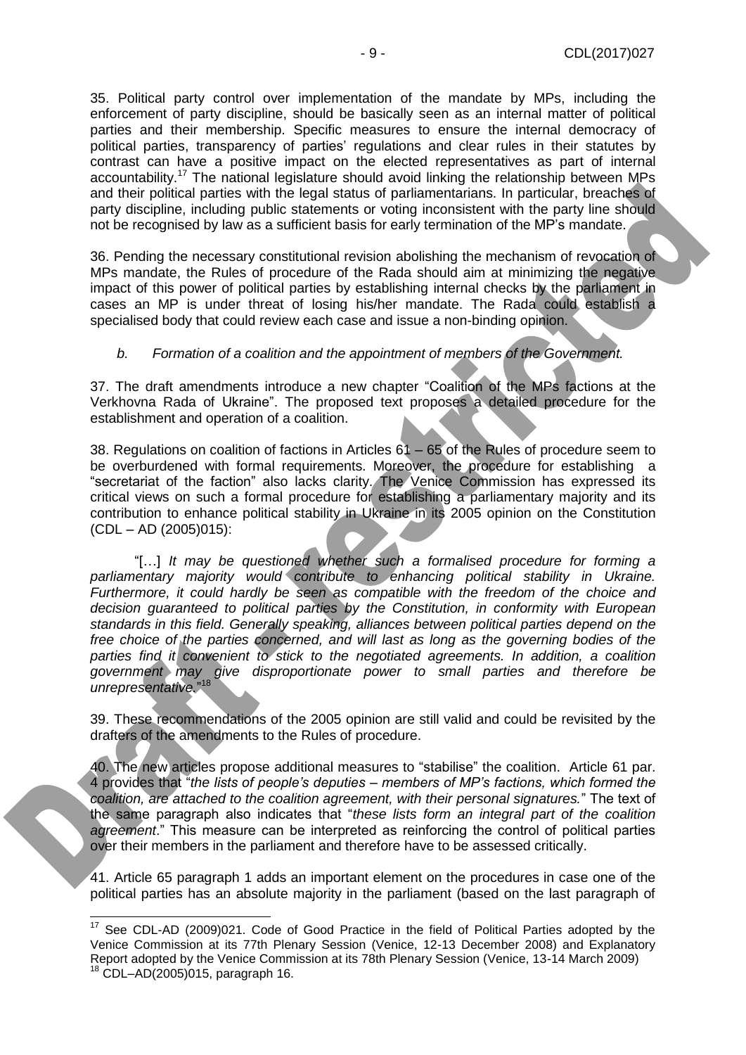35. Political party control over implementation of the mandate by MPs, including the enforcement of party discipline, should be basically seen as an internal matter of political parties and their membership. Specific measures to ensure the internal democracy of political parties, transparency of parties' regulations and clear rules in their statutes by contrast can have a positive impact on the elected representatives as part of internal accountability.[17] The national legislature should avoid linking the relationship between MPs and their political parties with the legal status of parliamentarians. In particular, breaches of party discipline, including public statements or voting inconsistent with the party line should not be recognised by law as a sufficient basis for early termination of the MP's mandate.

36. Pending the necessary constitutional revision abolishing the mechanism of revocation of MPs mandate, the Rules of procedure of the Rada should aim at minimizing the negative impact of this power of political parties by establishing internal checks by the parliament in cases an MP is under threat of losing his/her mandate. The Rada could establish a specialised body that could review each case and issue a non-binding opinion.

*b. Formation of a coalition and the appointment of members of the Government.*

37. The draft amendments introduce a new chapter "Coalition of the MPs factions at the Verkhovna Rada of Ukraine". The proposed text proposes a detailed procedure for the establishment and operation of a coalition.

38. Regulations on coalition of factions in Articles 61 – 65 of the Rules of procedure seem to be overburdened with formal requirements. Moreover, the procedure for establishing a "secretariat of the faction" also lacks clarity. The Venice Commission has expressed its critical views on such a formal procedure for establishing a parliamentary majority and its contribution to enhance political stability in Ukraine in its 2005 opinion on the Constitution (CDL – AD (2005)015):

> "[…] *It may be questioned whether such a formalised procedure for forming a parliamentary majority would contribute to enhancing political stability in Ukraine. Furthermore, it could hardly be seen as compatible with the freedom of the choice and decision guaranteed to political parties by the Constitution, in conformity with European standards in this field. Generally speaking, alliances between political parties depend on the free choice of the parties concerned, and will last as long as the governing bodies of the parties find it convenient to stick to the negotiated agreements. In addition, a coalition government may give disproportionate power to small parties and therefore be unrepresentative.*"[18]

39. These recommendations of the 2005 opinion are still valid and could be revisited by the drafters of the amendments to the Rules of procedure.

40. The new articles propose additional measures to "stabilise" the coalition. Article 61 par. 4 provides that "*the lists of people's deputies – members of MP's factions, which formed the coalition, are attached to the coalition agreement, with their personal signatures.*" The text of the same paragraph also indicates that "*these lists form an integral part of the coalition agreement*." This measure can be interpreted as reinforcing the control of political parties over their members in the parliament and therefore have to be assessed critically.

41. Article 65 paragraph 1 adds an important element on the procedures in case one of the political parties has an absolute majority in the parliament (based on the last paragraph of

---

[17] See CDL-AD (2009)021. Code of Good Practice in the field of Political Parties adopted by the Venice Commission at its 77th Plenary Session (Venice, 12-13 December 2008) and Explanatory Report adopted by the Venice Commission at its 78th Plenary Session (Venice, 13-14 March 2009)

[18] CDL–AD(2005)015, paragraph 16.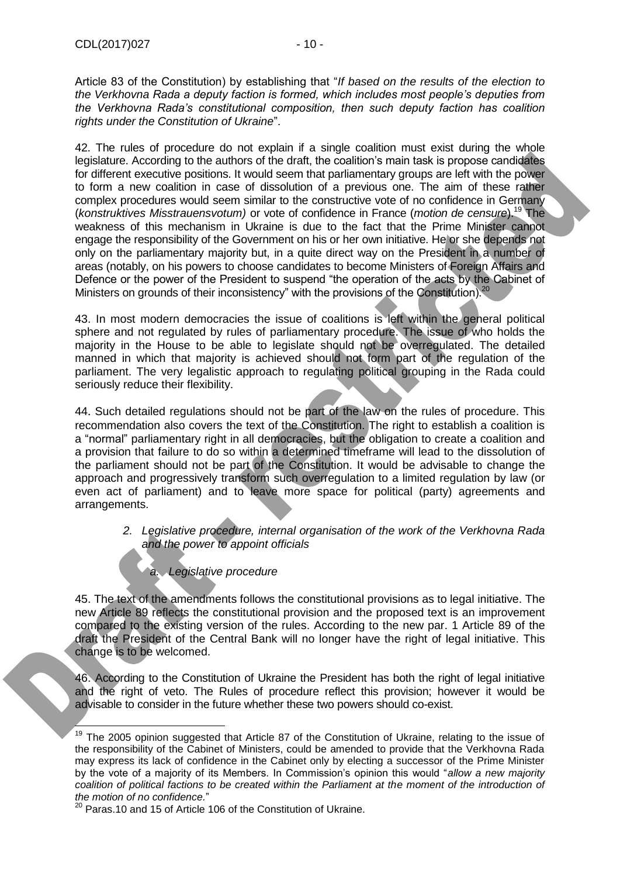Article 83 of the Constitution) by establishing that "*If based on the results of the election to the Verkhovna Rada a deputy faction is formed, which includes most people's deputies from the Verkhovna Rada's constitutional composition, then such deputy faction has coalition rights under the Constitution of Ukraine*".

42. The rules of procedure do not explain if a single coalition must exist during the whole legislature. According to the authors of the draft, the coalition's main task is propose candidates for different executive positions. It would seem that parliamentary groups are left with the power to form a new coalition in case of dissolution of a previous one. The aim of these rather complex procedures would seem similar to the constructive vote of no confidence in Germany (*konstruktives Misstrauensvotum)* or vote of confidence in France (*motion de censure*).[19] The weakness of this mechanism in Ukraine is due to the fact that the Prime Minister cannot engage the responsibility of the Government on his or her own initiative. He or she depends not only on the parliamentary majority but, in a quite direct way on the President in a number of areas (notably, on his powers to choose candidates to become Ministers of Foreign Affairs and Defence or the power of the President to suspend "the operation of the acts by the Cabinet of Ministers on grounds of their inconsistency" with the provisions of the Constitution).[20]

43. In most modern democracies the issue of coalitions is left within the general political sphere and not regulated by rules of parliamentary procedure. The issue of who holds the majority in the House to be able to legislate should not be overregulated. The detailed manned in which that majority is achieved should not form part of the regulation of the parliament. The very legalistic approach to regulating political grouping in the Rada could seriously reduce their flexibility.

44. Such detailed regulations should not be part of the law on the rules of procedure. This recommendation also covers the text of the Constitution. The right to establish a coalition is a "normal" parliamentary right in all democracies, but the obligation to create a coalition and a provision that failure to do so within a determined timeframe will lead to the dissolution of the parliament should not be part of the Constitution. It would be advisable to change the approach and progressively transform such overregulation to a limited regulation by law (or even act of parliament) and to leave more space for political (party) agreements and arrangements.

2. *Legislative procedure, internal organisation of the work of the Verkhovna Rada and the power to appoint officials*

a. *Legislative procedure*

45. The text of the amendments follows the constitutional provisions as to legal initiative. The new Article 89 reflects the constitutional provision and the proposed text is an improvement compared to the existing version of the rules. According to the new par. 1 Article 89 of the draft the President of the Central Bank will no longer have the right of legal initiative. This change is to be welcomed.

46. According to the Constitution of Ukraine the President has both the right of legal initiative and the right of veto. The Rules of procedure reflect this provision; however it would be advisable to consider in the future whether these two powers should co-exist.

---

[19] The 2005 opinion suggested that Article 87 of the Constitution of Ukraine, relating to the issue of the responsibility of the Cabinet of Ministers, could be amended to provide that the Verkhovna Rada may express its lack of confidence in the Cabinet only by electing a successor of the Prime Minister by the vote of a majority of its Members. In Commission's opinion this would "*allow a new majority coalition of political factions to be created within the Parliament at the moment of the introduction of the motion of no confidence.*"

[20] Paras.10 and 15 of Article 106 of the Constitution of Ukraine.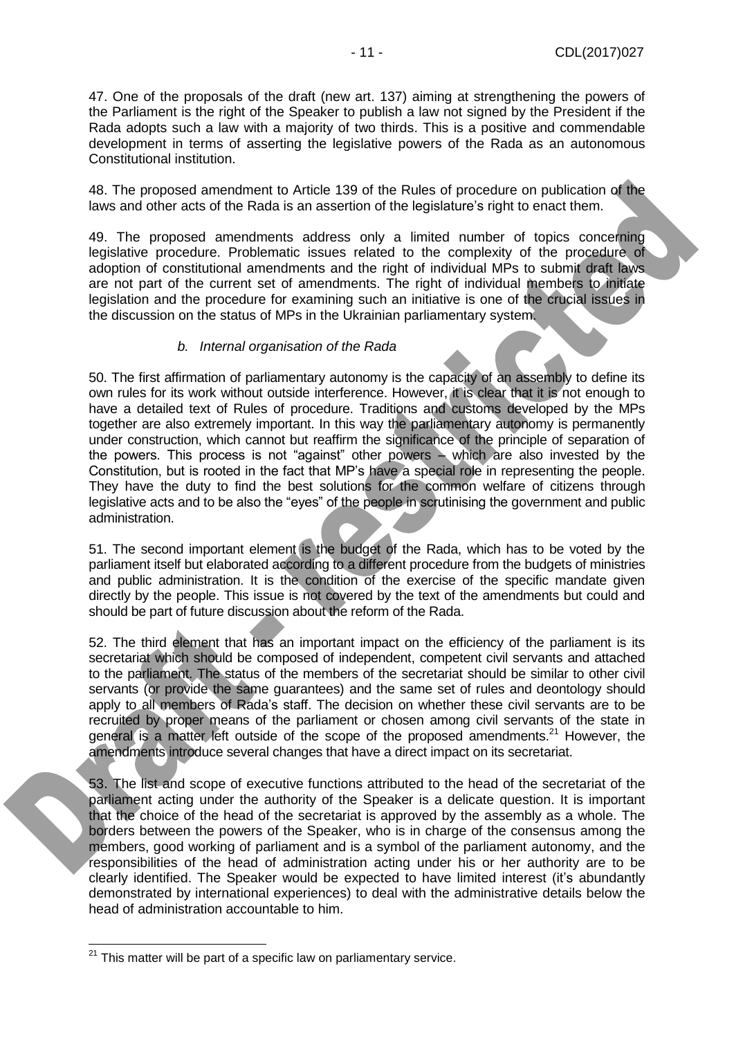47. One of the proposals of the draft (new art. 137) aiming at strengthening the powers of the Parliament is the right of the Speaker to publish a law not signed by the President if the Rada adopts such a law with a majority of two thirds. This is a positive and commendable development in terms of asserting the legislative powers of the Rada as an autonomous Constitutional institution.

48. The proposed amendment to Article 139 of the Rules of procedure on publication of the laws and other acts of the Rada is an assertion of the legislature's right to enact them.

49. The proposed amendments address only a limited number of topics concerning legislative procedure. Problematic issues related to the complexity of the procedure of adoption of constitutional amendments and the right of individual MPs to submit draft laws are not part of the current set of amendments. The right of individual members to initiate legislation and the procedure for examining such an initiative is one of the crucial issues in the discussion on the status of MPs in the Ukrainian parliamentary system.

### *b. Internal organisation of the Rada*

50. The first affirmation of parliamentary autonomy is the capacity of an assembly to define its own rules for its work without outside interference. However, it is clear that it is not enough to have a detailed text of Rules of procedure. Traditions and customs developed by the MPs together are also extremely important. In this way the parliamentary autonomy is permanently under construction, which cannot but reaffirm the significance of the principle of separation of the powers. This process is not "against" other powers – which are also invested by the Constitution, but is rooted in the fact that MP's have a special role in representing the people. They have the duty to find the best solutions for the common welfare of citizens through legislative acts and to be also the "eyes" of the people in scrutinising the government and public administration.

51. The second important element is the budget of the Rada, which has to be voted by the parliament itself but elaborated according to a different procedure from the budgets of ministries and public administration. It is the condition of the exercise of the specific mandate given directly by the people. This issue is not covered by the text of the amendments but could and should be part of future discussion about the reform of the Rada.

52. The third element that has an important impact on the efficiency of the parliament is its secretariat which should be composed of independent, competent civil servants and attached to the parliament. The status of the members of the secretariat should be similar to other civil servants (or provide the same guarantees) and the same set of rules and deontology should apply to all members of Rada's staff. The decision on whether these civil servants are to be recruited by proper means of the parliament or chosen among civil servants of the state in general is a matter left outside of the scope of the proposed amendments.[21] However, the amendments introduce several changes that have a direct impact on its secretariat.

53. The list and scope of executive functions attributed to the head of the secretariat of the parliament acting under the authority of the Speaker is a delicate question. It is important that the choice of the head of the secretariat is approved by the assembly as a whole. The borders between the powers of the Speaker, who is in charge of the consensus among the members, good working of parliament and is a symbol of the parliament autonomy, and the responsibilities of the head of administration acting under his or her authority are to be clearly identified. The Speaker would be expected to have limited interest (it's abundantly demonstrated by international experiences) to deal with the administrative details below the head of administration accountable to him.

---

[21] This matter will be part of a specific law on parliamentary service.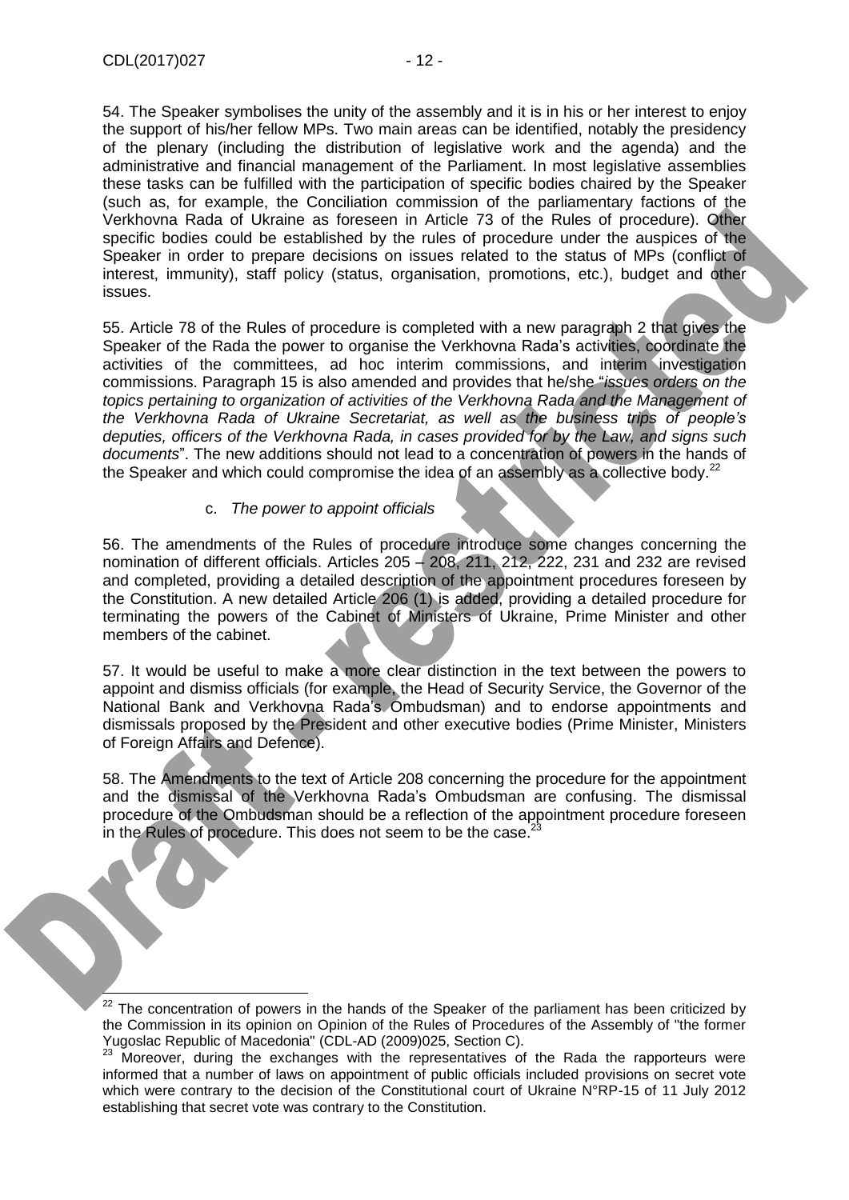54. The Speaker symbolises the unity of the assembly and it is in his or her interest to enjoy the support of his/her fellow MPs. Two main areas can be identified, notably the presidency of the plenary (including the distribution of legislative work and the agenda) and the administrative and financial management of the Parliament. In most legislative assemblies these tasks can be fulfilled with the participation of specific bodies chaired by the Speaker (such as, for example, the Conciliation commission of the parliamentary factions of the Verkhovna Rada of Ukraine as foreseen in Article 73 of the Rules of procedure). Other specific bodies could be established by the rules of procedure under the auspices of the Speaker in order to prepare decisions on issues related to the status of MPs (conflict of interest, immunity), staff policy (status, organisation, promotions, etc.), budget and other issues.

55. Article 78 of the Rules of procedure is completed with a new paragraph 2 that gives the Speaker of the Rada the power to organise the Verkhovna Rada's activities, coordinate the activities of the committees, ad hoc interim commissions, and interim investigation commissions. Paragraph 15 is also amended and provides that he/she "*issues orders on the topics pertaining to organization of activities of the Verkhovna Rada and the Management of the Verkhovna Rada of Ukraine Secretariat, as well as the business trips of people's deputies, officers of the Verkhovna Rada, in cases provided for by the Law, and signs such documents*". The new additions should not lead to a concentration of powers in the hands of the Speaker and which could compromise the idea of an assembly as a collective body.[22]

### c. *The power to appoint officials*

56. The amendments of the Rules of procedure introduce some changes concerning the nomination of different officials. Articles 205 – 208, 211, 212, 222, 231 and 232 are revised and completed, providing a detailed description of the appointment procedures foreseen by the Constitution. A new detailed Article 206 (1) is added, providing a detailed procedure for terminating the powers of the Cabinet of Ministers of Ukraine, Prime Minister and other members of the cabinet.

57. It would be useful to make a more clear distinction in the text between the powers to appoint and dismiss officials (for example, the Head of Security Service, the Governor of the National Bank and Verkhovna Rada's Ombudsman) and to endorse appointments and dismissals proposed by the President and other executive bodies (Prime Minister, Ministers of Foreign Affairs and Defence).

58. The Amendments to the text of Article 208 concerning the procedure for the appointment and the dismissal of the Verkhovna Rada's Ombudsman are confusing. The dismissal procedure of the Ombudsman should be a reflection of the appointment procedure foreseen in the Rules of procedure. This does not seem to be the case.[23]

---

[22] The concentration of powers in the hands of the Speaker of the parliament has been criticized by the Commission in its opinion on Opinion of the Rules of Procedures of the Assembly of "the former Yugoslac Republic of Macedonia" (CDL-AD (2009)025, Section C).

[23] Moreover, during the exchanges with the representatives of the Rada the rapporteurs were informed that a number of laws on appointment of public officials included provisions on secret vote which were contrary to the decision of the Constitutional court of Ukraine N°RP-15 of 11 July 2012 establishing that secret vote was contrary to the Constitution.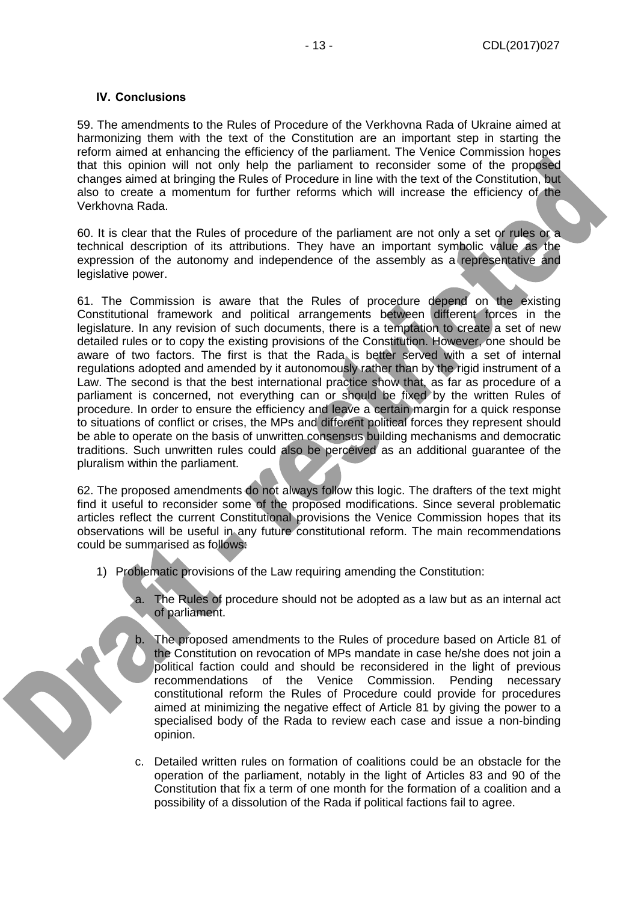## IV. Conclusions

59. The amendments to the Rules of Procedure of the Verkhovna Rada of Ukraine aimed at harmonizing them with the text of the Constitution are an important step in starting the reform aimed at enhancing the efficiency of the parliament. The Venice Commission hopes that this opinion will not only help the parliament to reconsider some of the proposed changes aimed at bringing the Rules of Procedure in line with the text of the Constitution, but also to create a momentum for further reforms which will increase the efficiency of the Verkhovna Rada.

60. It is clear that the Rules of procedure of the parliament are not only a set or rules or a technical description of its attributions. They have an important symbolic value as the expression of the autonomy and independence of the assembly as a representative and legislative power.

61. The Commission is aware that the Rules of procedure depend on the existing Constitutional framework and political arrangements between different forces in the legislature. In any revision of such documents, there is a temptation to create a set of new detailed rules or to copy the existing provisions of the Constitution. However, one should be aware of two factors. The first is that the Rada is better served with a set of internal regulations adopted and amended by it autonomously rather than by the rigid instrument of a Law. The second is that the best international practice show that, as far as procedure of a parliament is concerned, not everything can or should be fixed by the written Rules of procedure. In order to ensure the efficiency and leave a certain margin for a quick response to situations of conflict or crises, the MPs and different political forces they represent should be able to operate on the basis of unwritten consensus building mechanisms and democratic traditions. Such unwritten rules could also be perceived as an additional guarantee of the pluralism within the parliament.

62. The proposed amendments do not always follow this logic. The drafters of the text might find it useful to reconsider some of the proposed modifications. Since several problematic articles reflect the current Constitutional provisions the Venice Commission hopes that its observations will be useful in any future constitutional reform. The main recommendations could be summarised as follows:

1) Problematic provisions of the Law requiring amending the Constitution:

   a. The Rules of procedure should not be adopted as a law but as an internal act of parliament.

   b. The proposed amendments to the Rules of procedure based on Article 81 of the Constitution on revocation of MPs mandate in case he/she does not join a political faction could and should be reconsidered in the light of previous recommendations of the Venice Commission. Pending necessary constitutional reform the Rules of Procedure could provide for procedures aimed at minimizing the negative effect of Article 81 by giving the power to a specialised body of the Rada to review each case and issue a non-binding opinion.

   c. Detailed written rules on formation of coalitions could be an obstacle for the operation of the parliament, notably in the light of Articles 83 and 90 of the Constitution that fix a term of one month for the formation of a coalition and a possibility of a dissolution of the Rada if political factions fail to agree.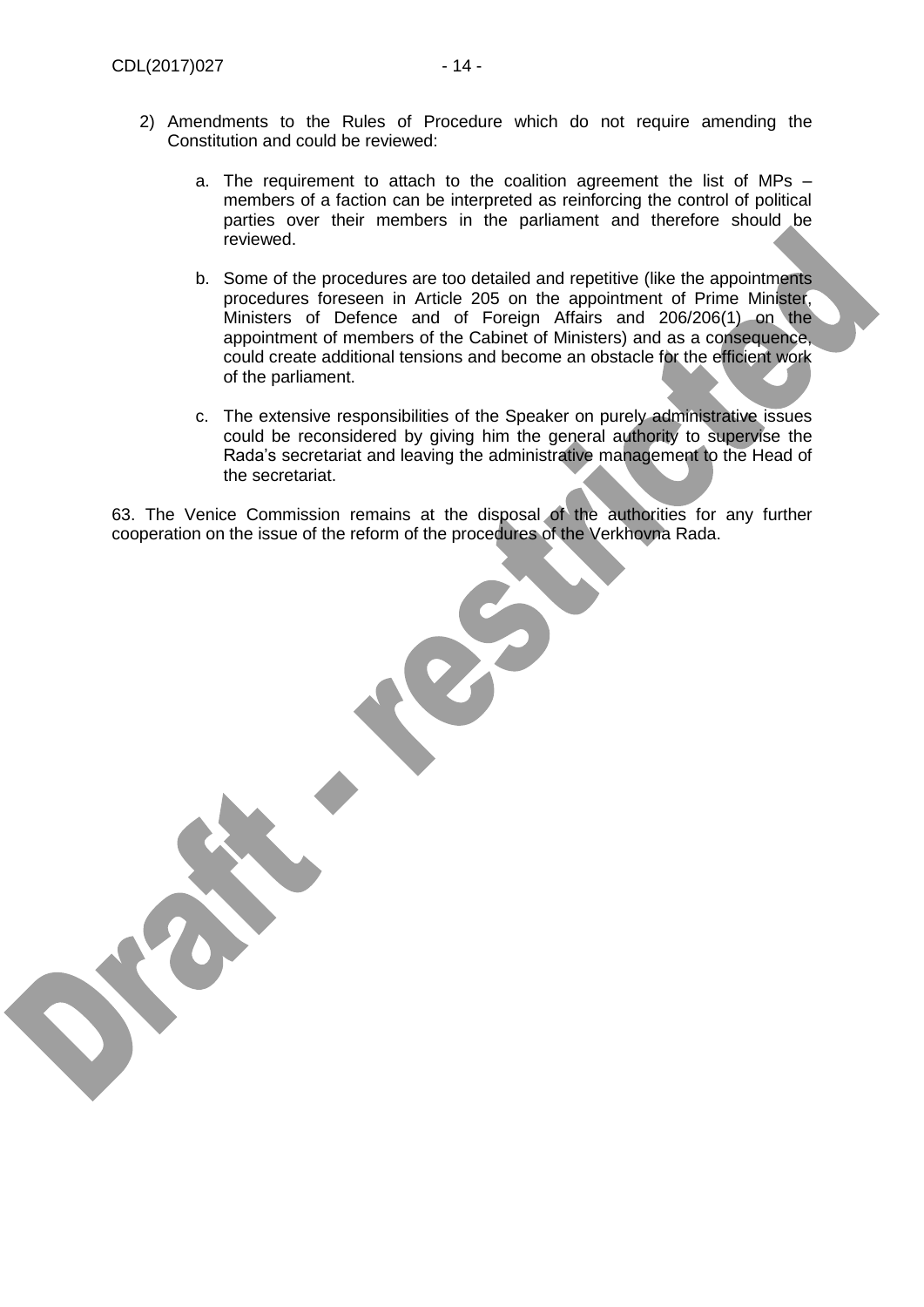2) Amendments to the Rules of Procedure which do not require amending the Constitution and could be reviewed:

   a. The requirement to attach to the coalition agreement the list of MPs – members of a faction can be interpreted as reinforcing the control of political parties over their members in the parliament and therefore should be reviewed.

   b. Some of the procedures are too detailed and repetitive (like the appointments procedures foreseen in Article 205 on the appointment of Prime Minister, Ministers of Defence and of Foreign Affairs and 206/206(1) on the appointment of members of the Cabinet of Ministers) and as a consequence, could create additional tensions and become an obstacle for the efficient work of the parliament.

   c. The extensive responsibilities of the Speaker on purely administrative issues could be reconsidered by giving him the general authority to supervise the Rada's secretariat and leaving the administrative management to the Head of the secretariat.

63. The Venice Commission remains at the disposal of the authorities for any further cooperation on the issue of the reform of the procedures of the Verkhovna Rada.